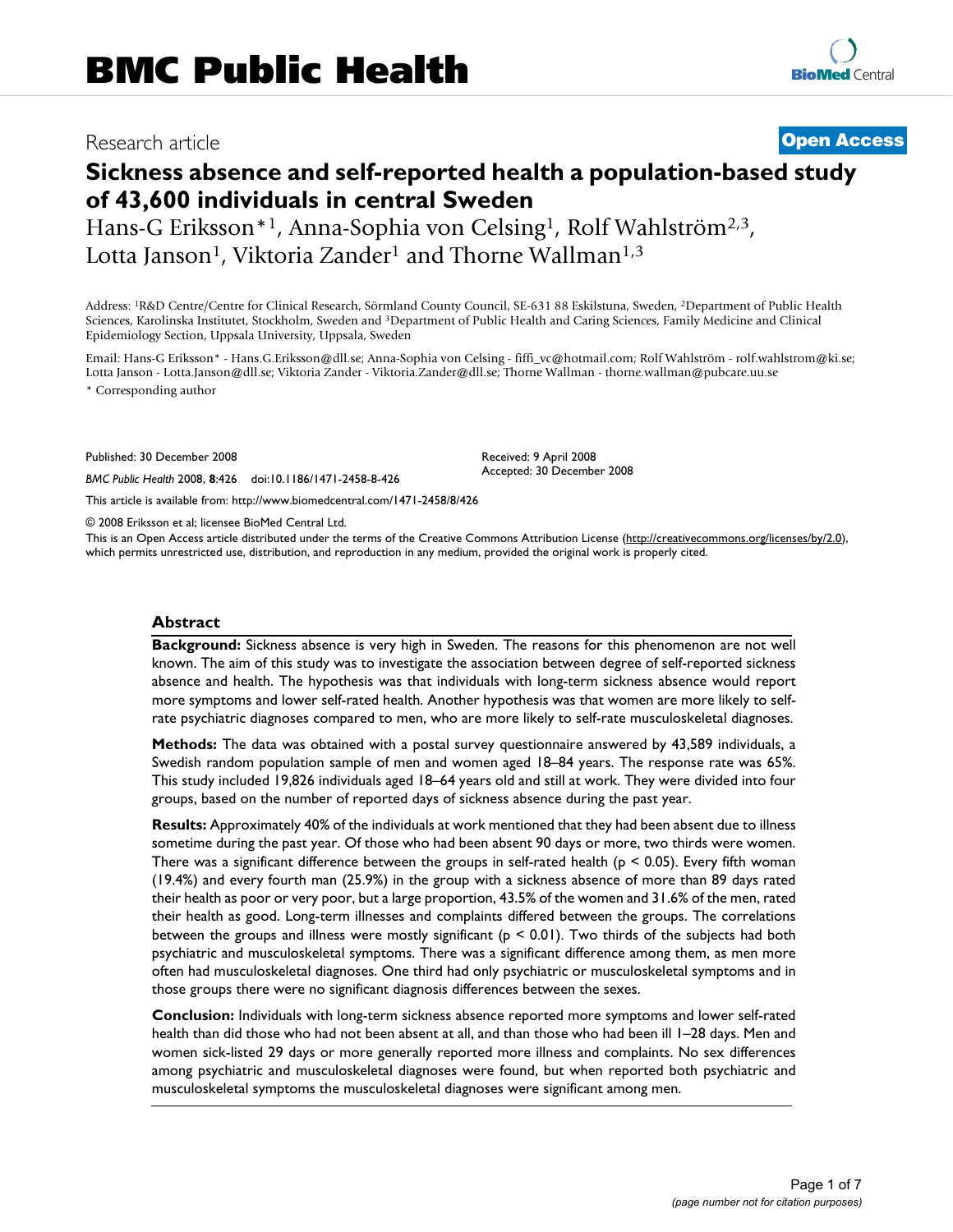Research article

**Open Access**

# Sickness absence and self-reported health a population-based study of 43,600 individuals in central Sweden

Hans-G Eriksson*[1], Anna-Sophia von Celsing[1], Rolf Wahlström[2,3], Lotta Janson[1], Viktoria Zander[1] and Thorne Wallman[1,3]

Address: [1]R&D Centre/Centre for Clinical Research, Sörmland County Council, SE-631 88 Eskilstuna, Sweden, [2]Department of Public Health Sciences, Karolinska Institutet, Stockholm, Sweden and [3]Department of Public Health and Caring Sciences, Family Medicine and Clinical Epidemiology Section, Uppsala University, Uppsala, Sweden

Email: Hans-G Eriksson* - Hans.G.Eriksson@dll.se; Anna-Sophia von Celsing - fiffi_vc@hotmail.com; Rolf Wahlström - rolf.wahlstrom@ki.se; Lotta Janson - Lotta.Janson@dll.se; Viktoria Zander - Viktoria.Zander@dll.se; Thorne Wallman - thorne.wallman@pubcare.uu.se

* Corresponding author

Published: 30 December 2008

*BMC Public Health* 2008, **8**:426 doi:10.1186/1471-2458-8-426

Received: 9 April 2008
Accepted: 30 December 2008

This article is available from: http://www.biomedcentral.com/1471-2458/8/426

© 2008 Eriksson et al; licensee BioMed Central Ltd.

This is an Open Access article distributed under the terms of the Creative Commons Attribution License (http://creativecommons.org/licenses/by/2.0), which permits unrestricted use, distribution, and reproduction in any medium, provided the original work is properly cited.

## Abstract

**Background:** Sickness absence is very high in Sweden. The reasons for this phenomenon are not well known. The aim of this study was to investigate the association between degree of self-reported sickness absence and health. The hypothesis was that individuals with long-term sickness absence would report more symptoms and lower self-rated health. Another hypothesis was that women are more likely to self-rate psychiatric diagnoses compared to men, who are more likely to self-rate musculoskeletal diagnoses.

**Methods:** The data was obtained with a postal survey questionnaire answered by 43,589 individuals, a Swedish random population sample of men and women aged 18–84 years. The response rate was 65%. This study included 19,826 individuals aged 18–64 years old and still at work. They were divided into four groups, based on the number of reported days of sickness absence during the past year.

**Results:** Approximately 40% of the individuals at work mentioned that they had been absent due to illness sometime during the past year. Of those who had been absent 90 days or more, two thirds were women. There was a significant difference between the groups in self-rated health ($p < 0.05$). Every fifth woman (19.4%) and every fourth man (25.9%) in the group with a sickness absence of more than 89 days rated their health as poor or very poor, but a large proportion, 43.5% of the women and 31.6% of the men, rated their health as good. Long-term illnesses and complaints differed between the groups. The correlations between the groups and illness were mostly significant ($p < 0.01$). Two thirds of the subjects had both psychiatric and musculoskeletal symptoms. There was a significant difference among them, as men more often had musculoskeletal diagnoses. One third had only psychiatric or musculoskeletal symptoms and in those groups there were no significant diagnosis differences between the sexes.

**Conclusion:** Individuals with long-term sickness absence reported more symptoms and lower self-rated health than did those who had not been absent at all, and than those who had been ill 1–28 days. Men and women sick-listed 29 days or more generally reported more illness and complaints. No sex differences among psychiatric and musculoskeletal diagnoses were found, but when reported both psychiatric and musculoskeletal symptoms the musculoskeletal diagnoses were significant among men.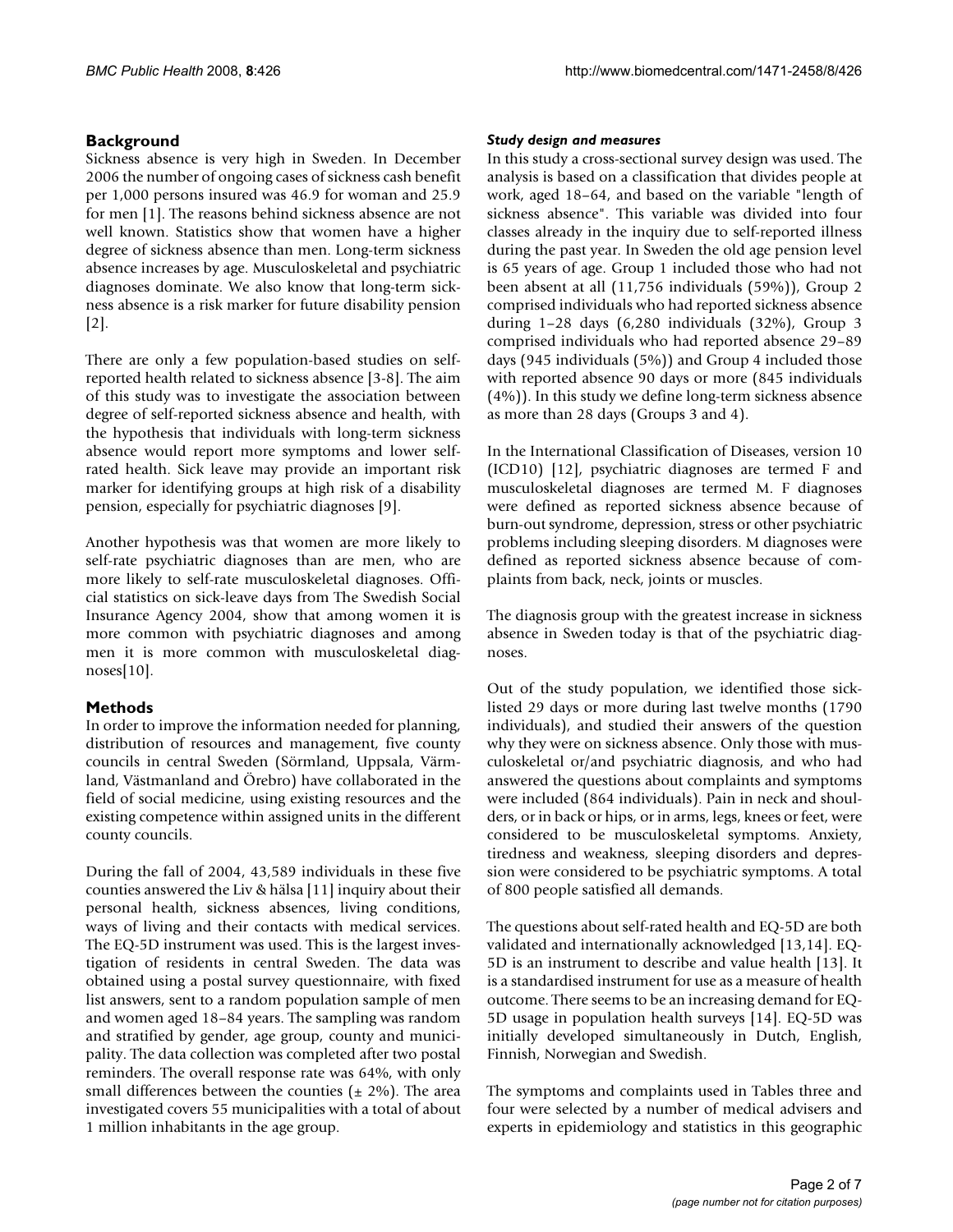## Background

Sickness absence is very high in Sweden. In December 2006 the number of ongoing cases of sickness cash benefit per 1,000 persons insured was 46.9 for woman and 25.9 for men [1]. The reasons behind sickness absence are not well known. Statistics show that women have a higher degree of sickness absence than men. Long-term sickness absence increases by age. Musculoskeletal and psychiatric diagnoses dominate. We also know that long-term sickness absence is a risk marker for future disability pension [2].

There are only a few population-based studies on self-reported health related to sickness absence [3-8]. The aim of this study was to investigate the association between degree of self-reported sickness absence and health, with the hypothesis that individuals with long-term sickness absence would report more symptoms and lower self-rated health. Sick leave may provide an important risk marker for identifying groups at high risk of a disability pension, especially for psychiatric diagnoses [9].

Another hypothesis was that women are more likely to self-rate psychiatric diagnoses than are men, who are more likely to self-rate musculoskeletal diagnoses. Official statistics on sick-leave days from The Swedish Social Insurance Agency 2004, show that among women it is more common with psychiatric diagnoses and among men it is more common with musculoskeletal diagnoses[10].

## Methods

In order to improve the information needed for planning, distribution of resources and management, five county councils in central Sweden (Sörmland, Uppsala, Värmland, Västmanland and Örebro) have collaborated in the field of social medicine, using existing resources and the existing competence within assigned units in the different county councils.

During the fall of 2004, 43,589 individuals in these five counties answered the Liv & hälsa [11] inquiry about their personal health, sickness absences, living conditions, ways of living and their contacts with medical services. The EQ-5D instrument was used. This is the largest investigation of residents in central Sweden. The data was obtained using a postal survey questionnaire, with fixed list answers, sent to a random population sample of men and women aged 18–84 years. The sampling was random and stratified by gender, age group, county and municipality. The data collection was completed after two postal reminders. The overall response rate was 64%, with only small differences between the counties (± 2%). The area investigated covers 55 municipalities with a total of about 1 million inhabitants in the age group.

### *Study design and measures*

In this study a cross-sectional survey design was used. The analysis is based on a classification that divides people at work, aged 18–64, and based on the variable "length of sickness absence". This variable was divided into four classes already in the inquiry due to self-reported illness during the past year. In Sweden the old age pension level is 65 years of age. Group 1 included those who had not been absent at all (11,756 individuals (59%)), Group 2 comprised individuals who had reported sickness absence during 1–28 days (6,280 individuals (32%), Group 3 comprised individuals who had reported absence 29–89 days (945 individuals (5%)) and Group 4 included those with reported absence 90 days or more (845 individuals (4%)). In this study we define long-term sickness absence as more than 28 days (Groups 3 and 4).

In the International Classification of Diseases, version 10 (ICD10) [12], psychiatric diagnoses are termed F and musculoskeletal diagnoses are termed M. F diagnoses were defined as reported sickness absence because of burn-out syndrome, depression, stress or other psychiatric problems including sleeping disorders. M diagnoses were defined as reported sickness absence because of complaints from back, neck, joints or muscles.

The diagnosis group with the greatest increase in sickness absence in Sweden today is that of the psychiatric diagnoses.

Out of the study population, we identified those sick-listed 29 days or more during last twelve months (1790 individuals), and studied their answers of the question why they were on sickness absence. Only those with musculoskeletal or/and psychiatric diagnosis, and who had answered the questions about complaints and symptoms were included (864 individuals). Pain in neck and shoulders, or in back or hips, or in arms, legs, knees or feet, were considered to be musculoskeletal symptoms. Anxiety, tiredness and weakness, sleeping disorders and depression were considered to be psychiatric symptoms. A total of 800 people satisfied all demands.

The questions about self-rated health and EQ-5D are both validated and internationally acknowledged [13,14]. EQ-5D is an instrument to describe and value health [13]. It is a standardised instrument for use as a measure of health outcome. There seems to be an increasing demand for EQ-5D usage in population health surveys [14]. EQ-5D was initially developed simultaneously in Dutch, English, Finnish, Norwegian and Swedish.

The symptoms and complaints used in Tables three and four were selected by a number of medical advisers and experts in epidemiology and statistics in this geographic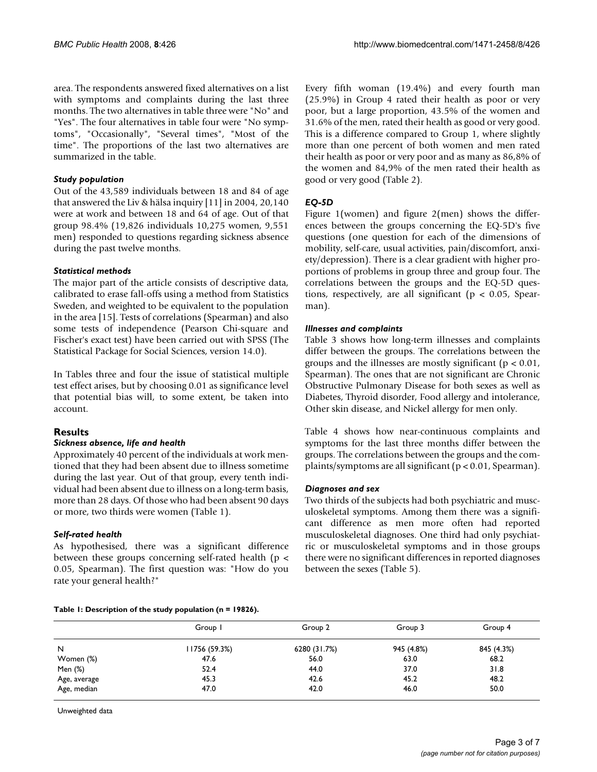area. The respondents answered fixed alternatives on a list with symptoms and complaints during the last three months. The two alternatives in table three were "No" and "Yes". The four alternatives in table four were "No symptoms", "Occasionally", "Several times", "Most of the time". The proportions of the last two alternatives are summarized in the table.

### *Study population*

Out of the 43,589 individuals between 18 and 84 of age that answered the Liv & hälsa inquiry [11] in 2004, 20,140 were at work and between 18 and 64 of age. Out of that group 98.4% (19,826 individuals 10,275 women, 9,551 men) responded to questions regarding sickness absence during the past twelve months.

### *Statistical methods*

The major part of the article consists of descriptive data, calibrated to erase fall-offs using a method from Statistics Sweden, and weighted to be equivalent to the population in the area [15]. Tests of correlations (Spearman) and also some tests of independence (Pearson Chi-square and Fischer's exact test) have been carried out with SPSS (The Statistical Package for Social Sciences, version 14.0).

In Tables three and four the issue of statistical multiple test effect arises, but by choosing 0.01 as significance level that potential bias will, to some extent, be taken into account.

## Results

### *Sickness absence, life and health*

Approximately 40 percent of the individuals at work mentioned that they had been absent due to illness sometime during the last year. Out of that group, every tenth individual had been absent due to illness on a long-term basis, more than 28 days. Of those who had been absent 90 days or more, two thirds were women (Table 1).

### *Self-rated health*

As hypothesised, there was a significant difference between these groups concerning self-rated health ($p < 0.05$, Spearman). The first question was: "How do you rate your general health?"

Every fifth woman (19.4%) and every fourth man (25.9%) in Group 4 rated their health as poor or very poor, but a large proportion, 43.5% of the women and 31.6% of the men, rated their health as good or very good. This is a difference compared to Group 1, where slightly more than one percent of both women and men rated their health as poor or very poor and as many as 86,8% of the women and 84,9% of the men rated their health as good or very good (Table 2).

### *EQ-5D*

Figure 1(women) and figure 2(men) shows the differences between the groups concerning the EQ-5D's five questions (one question for each of the dimensions of mobility, self-care, usual activities, pain/discomfort, anxiety/depression). There is a clear gradient with higher proportions of problems in group three and group four. The correlations between the groups and the EQ-5D questions, respectively, are all significant ($p < 0.05$, Spearman).

### *Illnesses and complaints*

Table 3 shows how long-term illnesses and complaints differ between the groups. The correlations between the groups and the illnesses are mostly significant ($p < 0.01$, Spearman). The ones that are not significant are Chronic Obstructive Pulmonary Disease for both sexes as well as Diabetes, Thyroid disorder, Food allergy and intolerance, Other skin disease, and Nickel allergy for men only.

Table 4 shows how near-continuous complaints and symptoms for the last three months differ between the groups. The correlations between the groups and the complaints/symptoms are all significant ($p < 0.01$, Spearman).

### *Diagnoses and sex*

Two thirds of the subjects had both psychiatric and musculoskeletal symptoms. Among them there was a significant difference as men more often had reported musculoskeletal diagnoses. One third had only psychiatric or musculoskeletal symptoms and in those groups there were no significant differences in reported diagnoses between the sexes (Table 5).

**Table 1: Description of the study population (n = 19826).**

| | Group 1 | Group 2 | Group 3 | Group 4 |
|---|---|---|---|---|
| N | 11756 (59.3%) | 6280 (31.7%) | 945 (4.8%) | 845 (4.3%) |
| Women (%) | 47.6 | 56.0 | 63.0 | 68.2 |
| Men (%) | 52.4 | 44.0 | 37.0 | 31.8 |
| Age, average | 45.3 | 42.6 | 45.2 | 48.2 |
| Age, median | 47.0 | 42.0 | 46.0 | 50.0 |

Unweighted data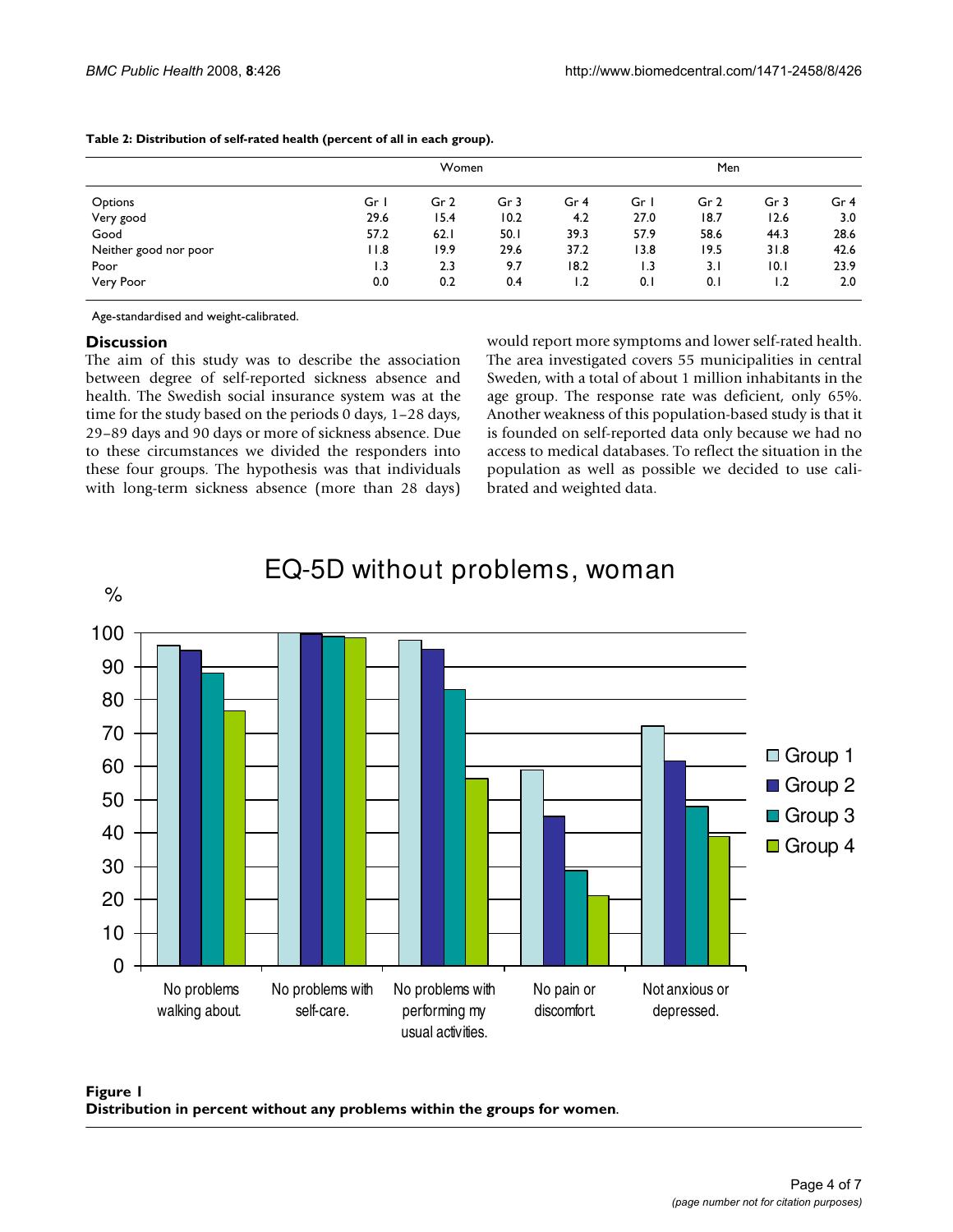**Table 2: Distribution of self-rated health (percent of all in each group).**

| | Women | | | | Men | | | |
|---|---|---|---|---|---|---|---|---|
| Options | Gr 1 | Gr 2 | Gr 3 | Gr 4 | Gr 1 | Gr 2 | Gr 3 | Gr 4 |
| Very good | 29.6 | 15.4 | 10.2 | 4.2 | 27.0 | 18.7 | 12.6 | 3.0 |
| Good | 57.2 | 62.1 | 50.1 | 39.3 | 57.9 | 58.6 | 44.3 | 28.6 |
| Neither good nor poor | 11.8 | 19.9 | 29.6 | 37.2 | 13.8 | 19.5 | 31.8 | 42.6 |
| Poor | 1.3 | 2.3 | 9.7 | 18.2 | 1.3 | 3.1 | 10.1 | 23.9 |
| Very Poor | 0.0 | 0.2 | 0.4 | 1.2 | 0.1 | 0.1 | 1.2 | 2.0 |

Age-standardised and weight-calibrated.

## Discussion

The aim of this study was to describe the association between degree of self-reported sickness absence and health. The Swedish social insurance system was at the time for the study based on the periods 0 days, 1–28 days, 29–89 days and 90 days or more of sickness absence. Due to these circumstances we divided the responders into these four groups. The hypothesis was that individuals with long-term sickness absence (more than 28 days) would report more symptoms and lower self-rated health. The area investigated covers 55 municipalities in central Sweden, with a total of about 1 million inhabitants in the age group. The response rate was deficient, only 65%. Another weakness of this population-based study is that it is founded on self-reported data only because we had no access to medical databases. To reflect the situation in the population as well as possible we decided to use calibrated and weighted data.

**Figure 1**
**Distribution in percent without any problems within the groups for women**.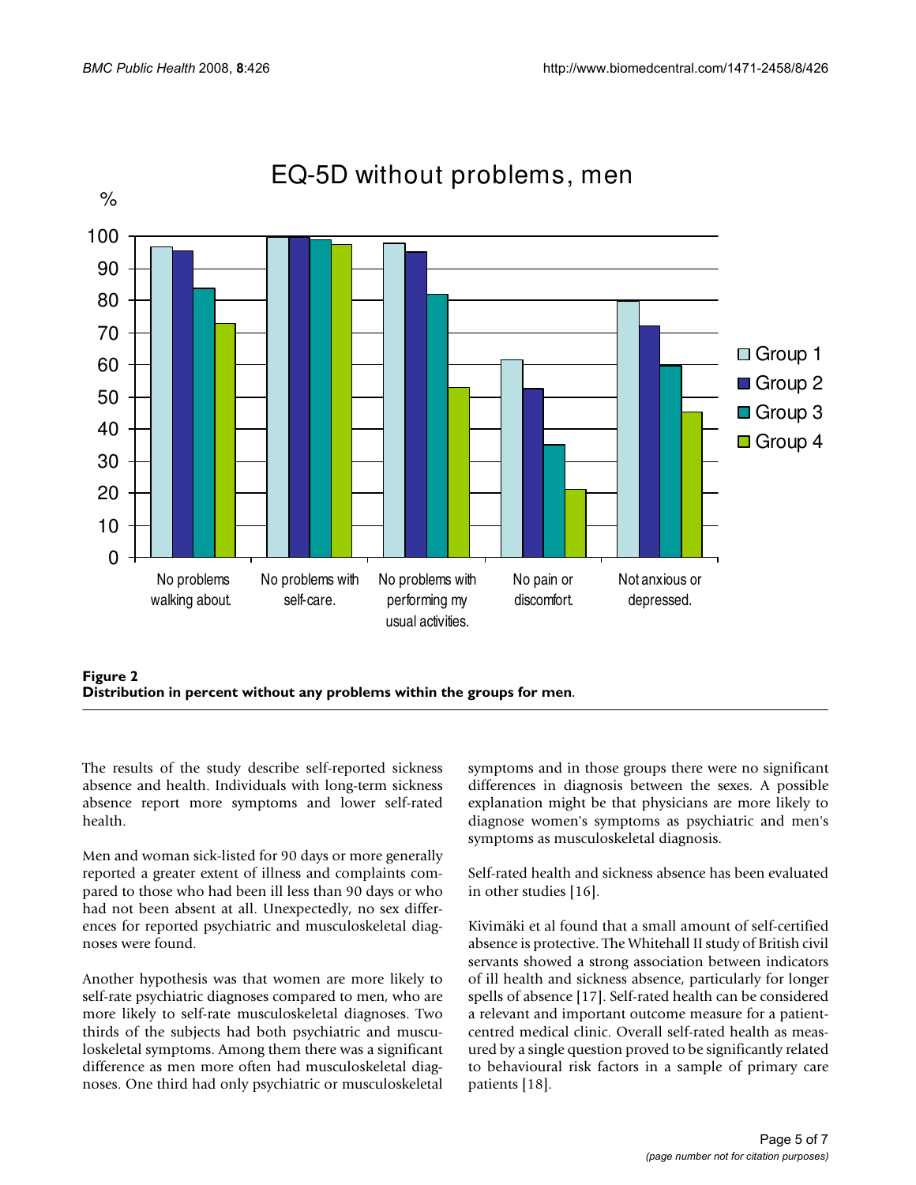**Figure 2**
**Distribution in percent without any problems within the groups for men**.

The results of the study describe self-reported sickness absence and health. Individuals with long-term sickness absence report more symptoms and lower self-rated health.

Men and woman sick-listed for 90 days or more generally reported a greater extent of illness and complaints compared to those who had been ill less than 90 days or who had not been absent at all. Unexpectedly, no sex differences for reported psychiatric and musculoskeletal diagnoses were found.

Another hypothesis was that women are more likely to self-rate psychiatric diagnoses compared to men, who are more likely to self-rate musculoskeletal diagnoses. Two thirds of the subjects had both psychiatric and musculoskeletal symptoms. Among them there was a significant difference as men more often had musculoskeletal diagnoses. One third had only psychiatric or musculoskeletal symptoms and in those groups there were no significant differences in diagnosis between the sexes. A possible explanation might be that physicians are more likely to diagnose women's symptoms as psychiatric and men's symptoms as musculoskeletal diagnosis.

Self-rated health and sickness absence has been evaluated in other studies [16].

Kivimäki et al found that a small amount of self-certified absence is protective. The Whitehall II study of British civil servants showed a strong association between indicators of ill health and sickness absence, particularly for longer spells of absence [17]. Self-rated health can be considered a relevant and important outcome measure for a patient-centred medical clinic. Overall self-rated health as measured by a single question proved to be significantly related to behavioural risk factors in a sample of primary care patients [18].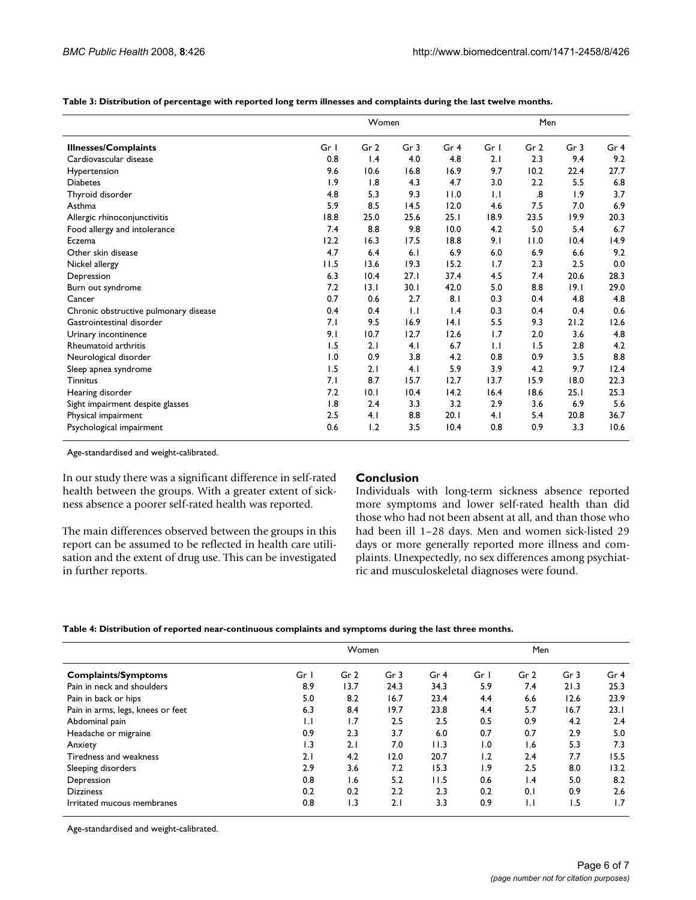**Table 3: Distribution of percentage with reported long term illnesses and complaints during the last twelve months.**

| | Women | | | | Men | | | |
|---|---|---|---|---|---|---|---|---|
| **Illnesses/Complaints** | Gr 1 | Gr 2 | Gr 3 | Gr 4 | Gr 1 | Gr 2 | Gr 3 | Gr 4 |
| Cardiovascular disease | 0.8 | 1.4 | 4.0 | 4.8 | 2.1 | 2.3 | 9.4 | 9.2 |
| Hypertension | 9.6 | 10.6 | 16.8 | 16.9 | 9.7 | 10.2 | 22.4 | 27.7 |
| Diabetes | 1.9 | 1.8 | 4.3 | 4.7 | 3.0 | 2.2 | 5.5 | 6.8 |
| Thyroid disorder | 4.8 | 5.3 | 9.3 | 11.0 | 1.1 | .8 | 1.9 | 3.7 |
| Asthma | 5.9 | 8.5 | 14.5 | 12.0 | 4.6 | 7.5 | 7.0 | 6.9 |
| Allergic rhinoconjunctivitis | 18.8 | 25.0 | 25.6 | 25.1 | 18.9 | 23.5 | 19.9 | 20.3 |
| Food allergy and intolerance | 7.4 | 8.8 | 9.8 | 10.0 | 4.2 | 5.0 | 5.4 | 6.7 |
| Eczema | 12.2 | 16.3 | 17.5 | 18.8 | 9.1 | 11.0 | 10.4 | 14.9 |
| Other skin disease | 4.7 | 6.4 | 6.1 | 6.9 | 6.0 | 6.9 | 6.6 | 9.2 |
| Nickel allergy | 11.5 | 13.6 | 19.3 | 15.2 | 1.7 | 2.3 | 2.5 | 0.0 |
| Depression | 6.3 | 10.4 | 27.1 | 37.4 | 4.5 | 7.4 | 20.6 | 28.3 |
| Burn out syndrome | 7.2 | 13.1 | 30.1 | 42.0 | 5.0 | 8.8 | 19.1 | 29.0 |
| Cancer | 0.7 | 0.6 | 2.7 | 8.1 | 0.3 | 0.4 | 4.8 | 4.8 |
| Chronic obstructive pulmonary disease | 0.4 | 0.4 | 1.1 | 1.4 | 0.3 | 0.4 | 0.4 | 0.6 |
| Gastrointestinal disorder | 7.1 | 9.5 | 16.9 | 14.1 | 5.5 | 9.3 | 21.2 | 12.6 |
| Urinary incontinence | 9.1 | 10.7 | 12.7 | 12.6 | 1.7 | 2.0 | 3.6 | 4.8 |
| Rheumatoid arthritis | 1.5 | 2.1 | 4.1 | 6.7 | 1.1 | 1.5 | 2.8 | 4.2 |
| Neurological disorder | 1.0 | 0.9 | 3.8 | 4.2 | 0.8 | 0.9 | 3.5 | 8.8 |
| Sleep apnea syndrome | 1.5 | 2.1 | 4.1 | 5.9 | 3.9 | 4.2 | 9.7 | 12.4 |
| Tinnitus | 7.1 | 8.7 | 15.7 | 12.7 | 13.7 | 15.9 | 18.0 | 22.3 |
| Hearing disorder | 7.2 | 10.1 | 10.4 | 14.2 | 16.4 | 18.6 | 25.1 | 25.3 |
| Sight impairment despite glasses | 1.8 | 2.4 | 3.3 | 3.2 | 2.9 | 3.6 | 6.9 | 5.6 |
| Physical impairment | 2.5 | 4.1 | 8.8 | 20.1 | 4.1 | 5.4 | 20.8 | 36.7 |
| Psychological impairment | 0.6 | 1.2 | 3.5 | 10.4 | 0.8 | 0.9 | 3.3 | 10.6 |

Age-standardised and weight-calibrated.

In our study there was a significant difference in self-rated health between the groups. With a greater extent of sickness absence a poorer self-rated health was reported.

The main differences observed between the groups in this report can be assumed to be reflected in health care utilisation and the extent of drug use. This can be investigated in further reports.

## Conclusion

Individuals with long-term sickness absence reported more symptoms and lower self-rated health than did those who had not been absent at all, and than those who had been ill 1–28 days. Men and women sick-listed 29 days or more generally reported more illness and complaints. Unexpectedly, no sex differences among psychiatric and musculoskeletal diagnoses were found.

**Table 4: Distribution of reported near-continuous complaints and symptoms during the last three months.**

| | Women | | | | Men | | | |
|---|---|---|---|---|---|---|---|---|
| **Complaints/Symptoms** | Gr 1 | Gr 2 | Gr 3 | Gr 4 | Gr 1 | Gr 2 | Gr 3 | Gr 4 |
| Pain in neck and shoulders | 8.9 | 13.7 | 24.3 | 34.3 | 5.9 | 7.4 | 21.3 | 25.3 |
| Pain in back or hips | 5.0 | 8.2 | 16.7 | 23.4 | 4.4 | 6.6 | 12.6 | 23.9 |
| Pain in arms, legs, knees or feet | 6.3 | 8.4 | 19.7 | 23.8 | 4.4 | 5.7 | 16.7 | 23.1 |
| Abdominal pain | 1.1 | 1.7 | 2.5 | 2.5 | 0.5 | 0.9 | 4.2 | 2.4 |
| Headache or migraine | 0.9 | 2.3 | 3.7 | 6.0 | 0.7 | 0.7 | 2.9 | 5.0 |
| Anxiety | 1.3 | 2.1 | 7.0 | 11.3 | 1.0 | 1.6 | 5.3 | 7.3 |
| Tiredness and weakness | 2.1 | 4.2 | 12.0 | 20.7 | 1.2 | 2.4 | 7.7 | 15.5 |
| Sleeping disorders | 2.9 | 3.6 | 7.2 | 15.3 | 1.9 | 2.5 | 8.0 | 13.2 |
| Depression | 0.8 | 1.6 | 5.2 | 11.5 | 0.6 | 1.4 | 5.0 | 8.2 |
| Dizziness | 0.2 | 0.2 | 2.2 | 2.3 | 0.2 | 0.1 | 0.9 | 2.6 |
| Irritated mucous membranes | 0.8 | 1.3 | 2.1 | 3.3 | 0.9 | 1.1 | 1.5 | 1.7 |

Age-standardised and weight-calibrated.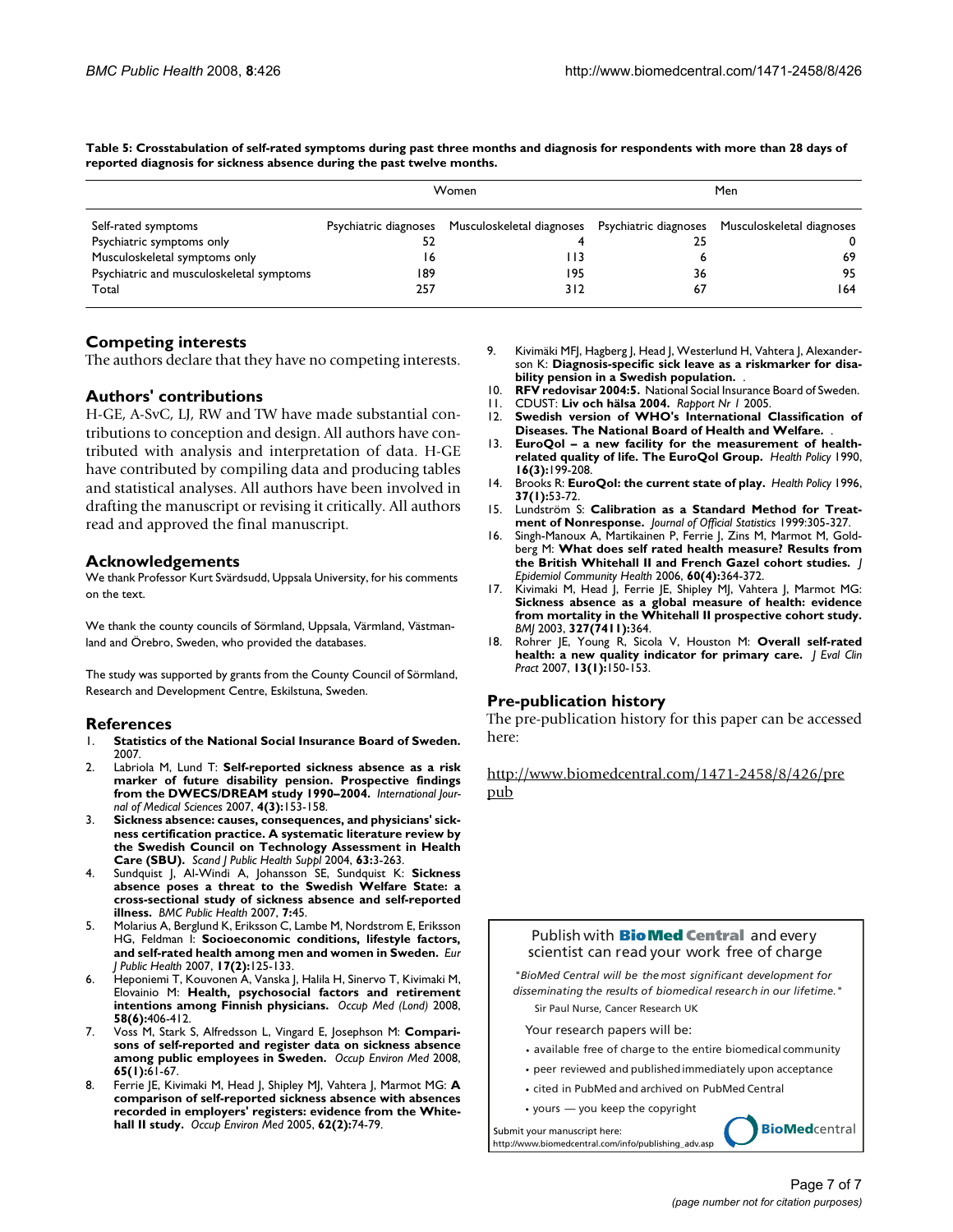**Table 5: Crosstabulation of self-rated symptoms during past three months and diagnosis for respondents with more than 28 days of reported diagnosis for sickness absence during the past twelve months.**

| | Women | | Men | |
|---|---|---|---|---|
| Self-rated symptoms | Psychiatric diagnoses | Musculoskeletal diagnoses | Psychiatric diagnoses | Musculoskeletal diagnoses |
| Psychiatric symptoms only | 52 | 4 | 25 | 0 |
| Musculoskeletal symptoms only | 16 | 113 | 6 | 69 |
| Psychiatric and musculoskeletal symptoms | 189 | 195 | 36 | 95 |
| Total | 257 | 312 | 67 | 164 |

## Competing interests

The authors declare that they have no competing interests.

## Authors' contributions

H-GE, A-SvC, LJ, RW and TW have made substantial contributions to conception and design. All authors have contributed with analysis and interpretation of data. H-GE have contributed by compiling data and producing tables and statistical analyses. All authors have been involved in drafting the manuscript or revising it critically. All authors read and approved the final manuscript.

## Acknowledgements

We thank Professor Kurt Svärdsudd, Uppsala University, for his comments on the text.

We thank the county councils of Sörmland, Uppsala, Värmland, Västmanland and Örebro, Sweden, who provided the databases.

The study was supported by grants from the County Council of Sörmland, Research and Development Centre, Eskilstuna, Sweden.

## References

1. **Statistics of the National Social Insurance Board of Sweden.** 2007.
2. Labriola M, Lund T: **Self-reported sickness absence as a risk marker of future disability pension. Prospective findings from the DWECS/DREAM study 1990–2004.** *International Journal of Medical Sciences* 2007, **4(3):**153-158.
3. **Sickness absence: causes, consequences, and physicians' sickness certification practice. A systematic literature review by the Swedish Council on Technology Assessment in Health Care (SBU).** *Scand J Public Health Suppl* 2004, **63:**3-263.
4. Sundquist J, Al-Windi A, Johansson SE, Sundquist K: **Sickness absence poses a threat to the Swedish Welfare State: a cross-sectional study of sickness absence and self-reported illness.** *BMC Public Health* 2007, **7:**45.
5. Molarius A, Berglund K, Eriksson C, Lambe M, Nordstrom E, Eriksson HG, Feldman I: **Socioeconomic conditions, lifestyle factors, and self-rated health among men and women in Sweden.** *Eur J Public Health* 2007, **17(2):**125-133.
6. Heponiemi T, Kouvonen A, Vanska J, Halila H, Sinervo T, Kivimaki M, Elovainio M: **Health, psychosocial factors and retirement intentions among Finnish physicians.** *Occup Med (Lond)* 2008, **58(6):**406-412.
7. Voss M, Stark S, Alfredsson L, Vingard E, Josephson M: **Comparisons of self-reported and register data on sickness absence among public employees in Sweden.** *Occup Environ Med* 2008, **65(1):**61-67.
8. Ferrie JE, Kivimaki M, Head J, Shipley MJ, Vahtera J, Marmot MG: **A comparison of self-reported sickness absence with absences recorded in employers' registers: evidence from the Whitehall II study.** *Occup Environ Med* 2005, **62(2):**74-79.
9. Kivimäki MFJ, Hagberg J, Head J, Westerlund H, Vahtera J, Alexanderson K: **Diagnosis-specific sick leave as a riskmarker for disability pension in a Swedish population.** .
10. **RFV redovisar 2004:5.** National Social Insurance Board of Sweden.
11. CDUST: **Liv och hälsa 2004.** *Rapport Nr 1* 2005.
12. **Swedish version of WHO's International Classification of Diseases. The National Board of Health and Welfare.** .
13. **EuroQol – a new facility for the measurement of health-related quality of life. The EuroQol Group.** *Health Policy* 1990, **16(3):**199-208.
14. Brooks R: **EuroQol: the current state of play.** *Health Policy* 1996, **37(1):**53-72.
15. Lundström S: **Calibration as a Standard Method for Treatment of Nonresponse.** *Journal of Official Statistics* 1999:305-327.
16. Singh-Manoux A, Martikainen P, Ferrie J, Zins M, Marmot M, Goldberg M: **What does self rated health measure? Results from the British Whitehall II and French Gazel cohort studies.** *J Epidemiol Community Health* 2006, **60(4):**364-372.
17. Kivimaki M, Head J, Ferrie JE, Shipley MJ, Vahtera J, Marmot MG: **Sickness absence as a global measure of health: evidence from mortality in the Whitehall II prospective cohort study.** *BMJ* 2003, **327(7411):**364.
18. Rohrer JE, Young R, Sicola V, Houston M: **Overall self-rated health: a new quality indicator for primary care.** *J Eval Clin Pract* 2007, **13(1):**150-153.

## Pre-publication history

The pre-publication history for this paper can be accessed here:

http://www.biomedcentral.com/1471-2458/8/426/prepub

Publish with **BioMed Central** and every scientist can read your work free of charge

*"BioMed Central will be the most significant development for disseminating the results of biomedical research in our lifetime."*

Sir Paul Nurse, Cancer Research UK

Your research papers will be:

- available free of charge to the entire biomedical community
- peer reviewed and published immediately upon acceptance
- cited in PubMed and archived on PubMed Central
- yours — you keep the copyright

Submit your manuscript here:
http://www.biomedcentral.com/info/publishing_adv.asp

BioMedcentral